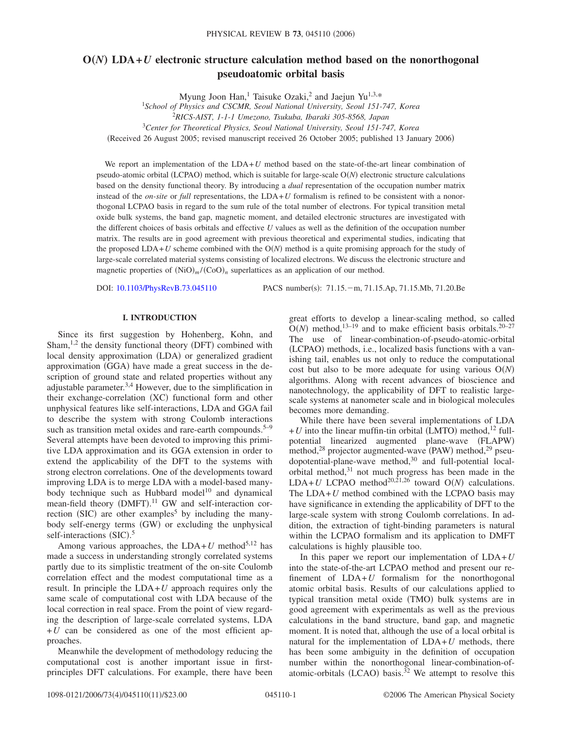# O(N) LDA+U electronic structure calculation method based on the nonorthogonal pseudoatomic orbital basis

Myung Joon Han,[1] Taisuke Ozaki,[2] and Jaejun Yu[1,3,*]

[1]*School of Physics and CSCMR, Seoul National University, Seoul 151-747, Korea*
[2]*RICS-AIST, 1-1-1 Umezono, Tsukuba, Ibaraki 305-8568, Japan*
[3]*Center for Theoretical Physics, Seoul National University, Seoul 151-747, Korea*

(Received 26 August 2005; revised manuscript received 26 October 2005; published 13 January 2006)

We report an implementation of the LDA+$U$ method based on the state-of-the-art linear combination of pseudo-atomic orbital (LCPAO) method, which is suitable for large-scale O($N$) electronic structure calculations based on the density functional theory. By introducing a *dual* representation of the occupation number matrix instead of the *on-site* or *full* representations, the LDA+$U$ formalism is refined to be consistent with a nonorthogonal LCPAO basis in regard to the sum rule of the total number of electrons. For typical transition metal oxide bulk systems, the band gap, magnetic moment, and detailed electronic structures are investigated with the different choices of basis orbitals and effective $U$ values as well as the definition of the occupation number matrix. The results are in good agreement with previous theoretical and experimental studies, indicating that the proposed LDA+$U$ scheme combined with the O($N$) method is a quite promising approach for the study of large-scale correlated material systems consisting of localized electrons. We discuss the electronic structure and magnetic properties of $(NiO)_m/(CoO)_n$ superlattices as an application of our method.

DOI: 10.1103/PhysRevB.73.045110    PACS number(s): 71.15.−m, 71.15.Ap, 71.15.Mb, 71.20.Be

## I. INTRODUCTION

Since its first suggestion by Hohenberg, Kohn, and Sham,[1,2] the density functional theory (DFT) combined with local density approximation (LDA) or generalized gradient approximation (GGA) have made a great success in the description of ground state and related properties without any adjustable parameter.[3,4] However, due to the simplification in their exchange-correlation (XC) functional form and other unphysical features like self-interactions, LDA and GGA fail to describe the system with strong Coulomb interactions such as transition metal oxides and rare-earth compounds.[5–9] Several attempts have been devoted to improving this primitive LDA approximation and its GGA extension in order to extend the applicability of the DFT to the systems with strong electron correlations. One of the developments toward improving LDA is to merge LDA with a model-based many-body technique such as Hubbard model[10] and dynamical mean-field theory (DMFT).[11] GW and self-interaction correction (SIC) are other examples[5] by including the many-body self-energy terms (GW) or excluding the unphysical self-interactions (SIC).[5]

Among various approaches, the LDA+$U$ method[5,12] has made a success in understanding strongly correlated systems partly due to its simplistic treatment of the on-site Coulomb correlation effect and the modest computational time as a result. In principle the LDA+$U$ approach requires only the same scale of computational cost with LDA because of the local correction in real space. From the point of view regarding the description of large-scale correlated systems, LDA+$U$ can be considered as one of the most efficient approaches.

Meanwhile the development of methodology reducing the computational cost is another important issue in first-principles DFT calculations. For example, there have been great efforts to develop a linear-scaling method, so called O($N$) method,[13–19] and to make efficient basis orbitals.[20–27] The use of linear-combination-of-pseudo-atomic-orbital (LCPAO) methods, i.e., localized basis functions with a vanishing tail, enables us not only to reduce the computational cost but also to be more adequate for using various O($N$) algorithms. Along with recent advances of bioscience and nanotechnology, the applicability of DFT to realistic large-scale systems at nanometer scale and in biological molecules becomes more demanding.

While there have been several implementations of LDA+$U$ into the linear muffin-tin orbital (LMTO) method,[12] full-potential linearized augmented plane-wave (FLAPW) method,[28] projector augmented-wave (PAW) method,[29] pseudopotential-plane-wave method,[30] and full-potential local-orbital method,[31] not much progress has been made in the LDA+$U$ LCPAO method[20,21,26] toward O($N$) calculations. The LDA+$U$ method combined with the LCPAO basis may have significance in extending the applicability of DFT to the large-scale system with strong Coulomb correlations. In addition, the extraction of tight-binding parameters is natural within the LCPAO formalism and its application to DMFT calculations is highly plausible too.

In this paper we report our implementation of LDA+$U$ into the state-of-the-art LCPAO method and present our refinement of LDA+$U$ formalism for the nonorthogonal atomic orbital basis. Results of our calculations applied to typical transition metal oxide (TMO) bulk systems are in good agreement with experimentals as well as the previous calculations in the band structure, band gap, and magnetic moment. It is noted that, although the use of a local orbital is natural for the implementation of LDA+$U$ methods, there has been some ambiguity in the definition of occupation number within the nonorthogonal linear-combination-of-atomic-orbitals (LCAO) basis.[32] We attempt to resolve this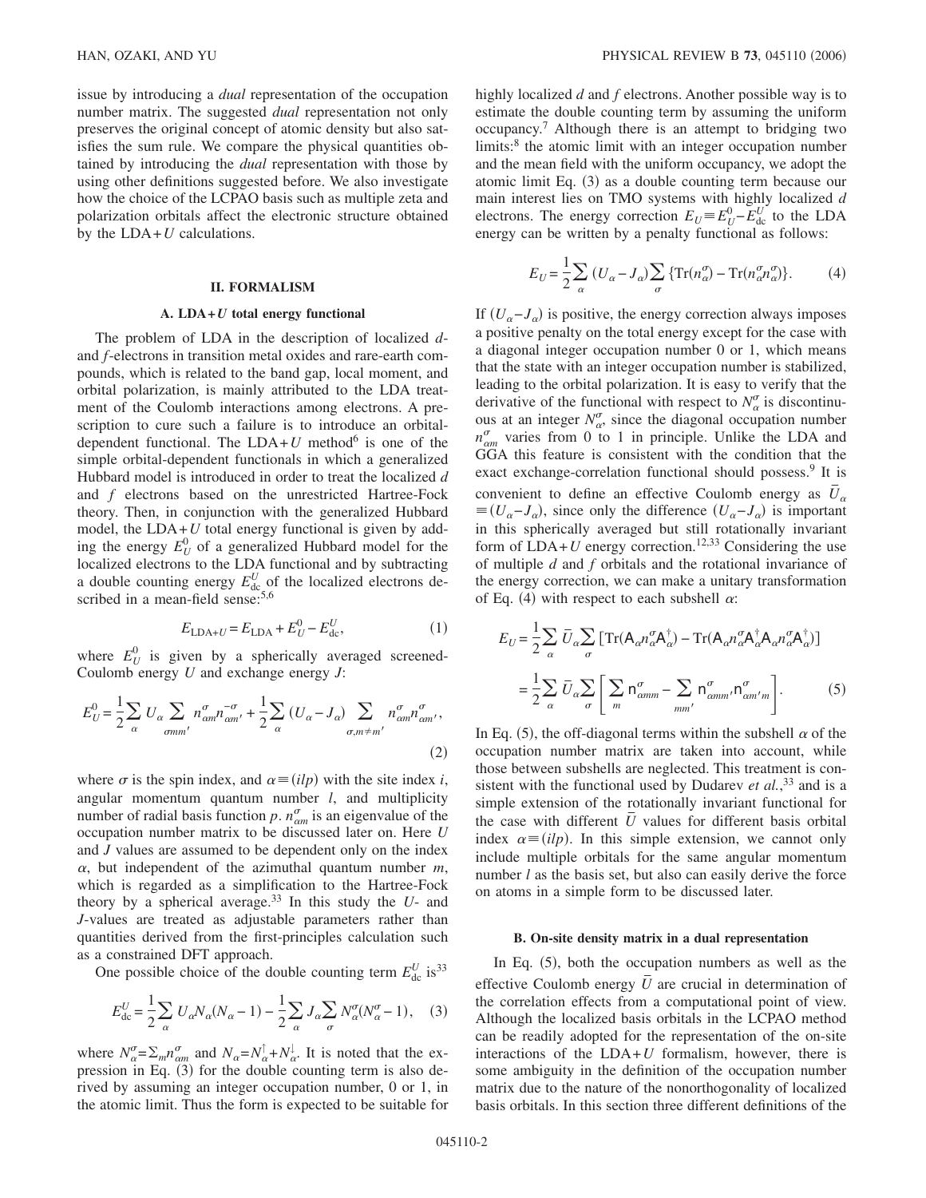issue by introducing a *dual* representation of the occupation number matrix. The suggested *dual* representation not only preserves the original concept of atomic density but also satisfies the sum rule. We compare the physical quantities obtained by introducing the *dual* representation with those by using other definitions suggested before. We also investigate how the choice of the LCPAO basis such as multiple zeta and polarization orbitals affect the electronic structure obtained by the LDA+$U$ calculations.

## II. FORMALISM

### A. LDA+$U$ total energy functional

The problem of LDA in the description of localized *d*- and *f*-electrons in transition metal oxides and rare-earth compounds, which is related to the band gap, local moment, and orbital polarization, is mainly attributed to the LDA treatment of the Coulomb interactions among electrons. A prescription to cure such a failure is to introduce an orbital-dependent functional. The LDA+$U$ method[6] is one of the simple orbital-dependent functionals in which a generalized Hubbard model is introduced in order to treat the localized *d* and *f* electrons based on the unrestricted Hartree-Fock theory. Then, in conjunction with the generalized Hubbard model, the LDA+$U$ total energy functional is given by adding the energy $E_U^0$ of a generalized Hubbard model for the localized electrons to the LDA functional and by subtracting a double counting energy $E_{\mathrm{dc}}^U$ of the localized electrons described in a mean-field sense:[5,6]

$$E_{\mathrm{LDA}+U} = E_{\mathrm{LDA}} + E_U^0 - E_{\mathrm{dc}}^U, \tag{1}$$

where $E_U^0$ is given by a spherically averaged screened-Coulomb energy $U$ and exchange energy $J$:

$$E_U^0 = \frac{1}{2}\sum_\alpha U_\alpha \sum_{\sigma m m'} n_{\alpha m}^{\sigma} n_{\alpha m'}^{-\sigma} + \frac{1}{2}\sum_\alpha (U_\alpha - J_\alpha) \sum_{\sigma, m \neq m'} n_{\alpha m}^{\sigma} n_{\alpha m'}^{\sigma}, \tag{2}$$

where $\sigma$ is the spin index, and $\alpha \equiv (ilp)$ with the site index $i$, angular momentum quantum number $l$, and multiplicity number of radial basis function $p$. $n_{\alpha m}^{\sigma}$ is an eigenvalue of the occupation number matrix to be discussed later on. Here $U$ and $J$ values are assumed to be dependent only on the index $\alpha$, but independent of the azimuthal quantum number $m$, which is regarded as a simplification to the Hartree-Fock theory by a spherical average.[33] In this study the $U$- and $J$-values are treated as adjustable parameters rather than quantities derived from the first-principles calculation such as a constrained DFT approach.

One possible choice of the double counting term $E_{\mathrm{dc}}^U$ is[33]

$$E_{\mathrm{dc}}^U = \frac{1}{2}\sum_\alpha U_\alpha N_\alpha (N_\alpha - 1) - \frac{1}{2}\sum_\alpha J_\alpha \sum_\sigma N_\alpha^\sigma (N_\alpha^\sigma - 1), \tag{3}$$

where $N_\alpha^\sigma = \Sigma_m n_{\alpha m}^\sigma$ and $N_\alpha = N_\alpha^\uparrow + N_\alpha^\downarrow$. It is noted that the expression in Eq. (3) for the double counting term is also derived by assuming an integer occupation number, 0 or 1, in the atomic limit. Thus the form is expected to be suitable for highly localized *d* and *f* electrons. Another possible way is to estimate the double counting term by assuming the uniform occupancy.[7] Although there is an attempt to bridging two limits:[8] the atomic limit with an integer occupation number and the mean field with the uniform occupancy, we adopt the atomic limit Eq. (3) as a double counting term because our main interest lies on TMO systems with highly localized *d* electrons. The energy correction $E_U \equiv E_U^0 - E_{\mathrm{dc}}^U$ to the LDA energy can be written by a penalty functional as follows:

$$E_U = \frac{1}{2}\sum_\alpha (U_\alpha - J_\alpha) \sum_\sigma \{\mathrm{Tr}(n_\alpha^\sigma) - \mathrm{Tr}(n_\alpha^\sigma n_\alpha^\sigma)\}. \tag{4}$$

If $(U_\alpha - J_\alpha)$ is positive, the energy correction always imposes a positive penalty on the total energy except for the case with a diagonal integer occupation number 0 or 1, which means that the state with an integer occupation number is stabilized, leading to the orbital polarization. It is easy to verify that the derivative of the functional with respect to $N_\alpha^\sigma$ is discontinuous at an integer $N_\alpha^\sigma$, since the diagonal occupation number $n_{\alpha m}^\sigma$ varies from 0 to 1 in principle. Unlike the LDA and GGA this feature is consistent with the condition that the exact exchange-correlation functional should possess.[9] It is convenient to define an effective Coulomb energy as $\bar{U}_\alpha \equiv (U_\alpha - J_\alpha)$, since only the difference $(U_\alpha - J_\alpha)$ is important in this spherically averaged but still rotationally invariant form of LDA+$U$ energy correction.[12,33] Considering the use of multiple *d* and *f* orbitals and the rotational invariance of the energy correction, we can make a unitary transformation of Eq. (4) with respect to each subshell $\alpha$:

$$\begin{aligned} E_U &= \frac{1}{2}\sum_\alpha \bar{U}_\alpha \sum_\sigma [\mathrm{Tr}(\mathsf{A}_\alpha n_\alpha^\sigma \mathsf{A}_\alpha^\dagger) - \mathrm{Tr}(\mathsf{A}_\alpha n_\alpha^\sigma \mathsf{A}_\alpha^\dagger \mathsf{A}_\alpha n_\alpha^\sigma \mathsf{A}_\alpha^\dagger)] \\ &= \frac{1}{2}\sum_\alpha \bar{U}_\alpha \sum_\sigma \left[\sum_m \mathsf{n}_{\alpha mm}^\sigma - \sum_{mm'} \mathsf{n}_{\alpha mm'}^\sigma \mathsf{n}_{\alpha m'm}^\sigma\right]. \end{aligned} \tag{5}$$

In Eq. (5), the off-diagonal terms within the subshell $\alpha$ of the occupation number matrix are taken into account, while those between subshells are neglected. This treatment is consistent with the functional used by Dudarev *et al.*,[33] and is a simple extension of the rotationally invariant functional for the case with different $\bar{U}$ values for different basis orbital index $\alpha \equiv (ilp)$. In this simple extension, we cannot only include multiple orbitals for the same angular momentum number $l$ as the basis set, but also can easily derive the force on atoms in a simple form to be discussed later.

### B. On-site density matrix in a dual representation

In Eq. (5), both the occupation numbers as well as the effective Coulomb energy $\bar{U}$ are crucial in determination of the correlation effects from a computational point of view. Although the localized basis orbitals in the LCPAO method can be readily adopted for the representation of the on-site interactions of the LDA+$U$ formalism, however, there is some ambiguity in the definition of the occupation number matrix due to the nature of the nonorthogonality of localized basis orbitals. In this section three different definitions of the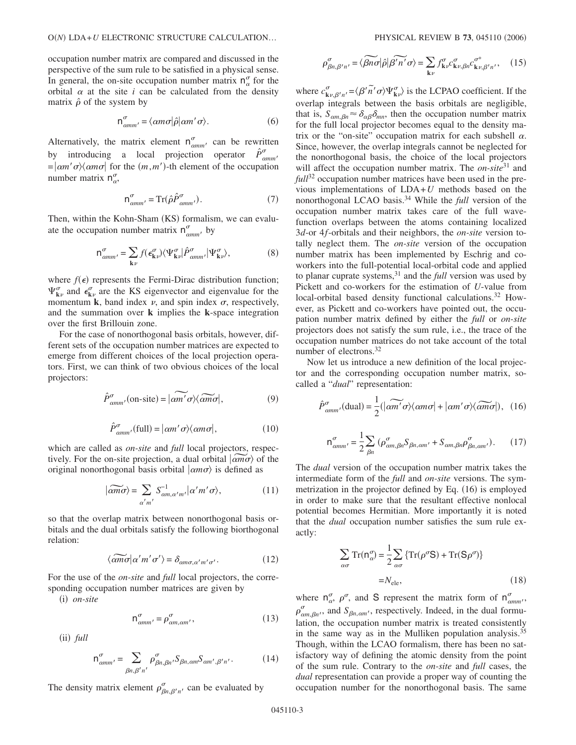occupation number matrix are compared and discussed in the perspective of the sum rule to be satisfied in a physical sense. In general, the on-site occupation number matrix $\mathsf{n}_{\alpha}^{\sigma}$ for the orbital $\alpha$ at the site $i$ can be calculated from the density matrix $\hat{\rho}$ of the system by

$$\mathsf{n}_{\alpha m m'}^{\sigma} = \langle \alpha m \sigma | \hat{\rho} | \alpha m' \sigma \rangle. \tag{6}$$

Alternatively, the matrix element $\mathsf{n}_{\alpha m m'}^{\sigma}$ can be rewritten by introducing a local projection operator $\hat{P}_{\alpha m m'}^{\sigma} = |\alpha m' \sigma\rangle\langle \alpha m \sigma|$ for the $(m,m')$-th element of the occupation number matrix $\mathsf{n}_{\alpha}^{\sigma}$,

$$\mathsf{n}_{\alpha m m'}^{\sigma} = \mathrm{Tr}(\hat{\rho}\hat{P}_{\alpha m m'}^{\sigma}). \tag{7}$$

Then, within the Kohn-Sham (KS) formalism, we can evaluate the occupation number matrix $\mathsf{n}_{\alpha m m'}^{\sigma}$ by

$$\mathsf{n}_{\alpha m m'}^{\sigma} = \sum_{\mathbf{k}\nu} f(\epsilon_{\mathbf{k}\nu}^{\sigma}) \langle \Psi_{\mathbf{k}\nu}^{\sigma} | \hat{P}_{\alpha m m'}^{\sigma} | \Psi_{\mathbf{k}\nu}^{\sigma} \rangle, \tag{8}$$

where $f(\epsilon)$ represents the Fermi-Dirac distribution function; $\Psi_{\mathbf{k}\nu}^{\sigma}$ and $\epsilon_{\mathbf{k}\nu}^{\sigma}$ are the KS eigenvector and eigenvalue for the momentum $\mathbf{k}$, band index $\nu$, and spin index $\sigma$, respectively, and the summation over $\mathbf{k}$ implies the $\mathbf{k}$-space integration over the first Brillouin zone.

For the case of nonorthogonal basis orbitals, however, different sets of the occupation number matrices are expected to emerge from different choices of the local projection operators. First, we can think of two obvious choices of the local projectors:

$$\hat{P}_{\alpha m m'}^{\sigma}(\text{on-site}) = |\widetilde{\alpha m'}\sigma\rangle\langle \widetilde{\alpha m}\sigma|, \tag{9}$$

$$\hat{P}_{\alpha m m'}^{\sigma}(\text{full}) = |\alpha m' \sigma\rangle\langle \alpha m \sigma|, \tag{10}$$

which are called as *on-site* and *full* local projectors, respectively. For the on-site projection, a dual orbital $|\widetilde{\alpha m}\sigma\rangle$ of the original nonorthogonal basis orbital $|\alpha m \sigma\rangle$ is defined as

$$|\widetilde{\alpha m}\sigma\rangle = \sum_{\alpha' m'} S_{\alpha m, \alpha' m'}^{-1} |\alpha' m' \sigma\rangle, \tag{11}$$

so that the overlap matrix between nonorthogonal basis orbitals and the dual orbitals satisfy the following biorthogonal relation:

$$\langle \widetilde{\alpha m}\sigma | \alpha' m' \sigma' \rangle = \delta_{\alpha m \sigma, \alpha' m' \sigma'}. \tag{12}$$

For the use of the *on-site* and *full* local projectors, the corresponding occupation number matrices are given by

(i) *on-site*

$$\mathsf{n}_{\alpha m m'}^{\sigma} = \rho_{\alpha m, \alpha m'}^{\sigma}, \tag{13}$$

(ii) *full*

$$\mathsf{n}_{\alpha m m'}^{\sigma} = \sum_{\beta n, \beta' n'} \rho_{\beta n, \beta' n'}^{\sigma} S_{\beta n, \alpha m} S_{\alpha m', \beta' n'}. \tag{14}$$

The density matrix element $\rho_{\beta n, \beta' n'}^{\sigma}$ can be evaluated by

$$\rho_{\beta n, \beta' n'}^{\sigma} = \langle \widetilde{\beta n}\sigma | \hat{\rho} | \widetilde{\beta' n'}\sigma \rangle = \sum_{\mathbf{k}\nu} f_{\mathbf{k}\nu}^{\sigma} c_{\mathbf{k}\nu, \beta n}^{\sigma} c_{\mathbf{k}\nu, \beta' n'}^{\sigma *}, \tag{15}$$

where $c_{\mathbf{k}\nu, \beta' n'}^{\sigma} = \langle \beta' \widetilde{n'} \sigma | \Psi_{\mathbf{k}\nu}^{\sigma} \rangle$ is the LCPAO coefficient. If the overlap integrals between the basis orbitals are negligible, that is, $S_{\alpha m, \beta n} \approx \delta_{\alpha\beta}\delta_{mn}$, then the occupation number matrix for the full local projector becomes equal to the density matrix or the "on-site" occupation matrix for each subshell $\alpha$. Since, however, the overlap integrals cannot be neglected for the nonorthogonal basis, the choice of the local projectors will affect the occupation number matrix. The *on-site*[31] and *full*[32] occupation number matrices have been used in the previous implementations of LDA+$U$ methods based on the nonorthogonal LCAO basis.[34] While the *full* version of the occupation number matrix takes care of the full wavefunction overlaps between the atoms containing localized 3$d$-or 4$f$-orbitals and their neighbors, the *on-site* version totally neglect them. The *on-site* version of the occupation number matrix has been implemented by Eschrig and coworkers into the full-potential local-orbital code and applied to planar cuprate systems,[31] and the *full* version was used by Pickett and co-workers for the estimation of $U$-value from local-orbital based density functional calculations.[32] However, as Pickett and co-workers have pointed out, the occupation number matrix defined by either the *full* or *on-site* projectors does not satisfy the sum rule, i.e., the trace of the occupation number matrices do not take account of the total number of electrons.[32]

Now let us introduce a new definition of the local projector and the corresponding occupation number matrix, socalled a "*dual*" representation:

$$\hat{P}_{\alpha m m'}^{\sigma}(\text{dual}) = \frac{1}{2}(|\widetilde{\alpha m'}\sigma\rangle\langle \alpha m \sigma| + |\alpha m' \sigma\rangle\langle \widetilde{\alpha m}\sigma|), \tag{16}$$

$$\mathsf{n}_{\alpha m m'}^{\sigma} = \frac{1}{2}\sum_{\beta n} (\rho_{\alpha m, \beta n}^{\sigma} S_{\beta n, \alpha m'} + S_{\alpha m, \beta n}\rho_{\beta n, \alpha m'}^{\sigma}). \tag{17}$$

The *dual* version of the occupation number matrix takes the intermediate form of the *full* and *on-site* versions. The symmetrization in the projector defined by Eq. (16) is employed in order to make sure that the resultant effective nonlocal potential becomes Hermitian. More importantly it is noted that the *dual* occupation number satisfies the sum rule exactly:

$$\begin{aligned}\sum_{\alpha\sigma} \mathrm{Tr}(\mathsf{n}_{\alpha}^{\sigma}) &= \frac{1}{2}\sum_{\alpha\sigma} \{\mathrm{Tr}(\rho^{\sigma}\mathsf{S}) + \mathrm{Tr}(\mathsf{S}\rho^{\sigma})\} \\ &= N_{\text{ele}},\end{aligned} \tag{18}$$

where $\mathsf{n}_{\alpha}^{\sigma}$, $\rho^{\sigma}$, and $\mathsf{S}$ represent the matrix form of $\mathsf{n}_{\alpha m m'}^{\sigma}$, $\rho_{\alpha m, \beta n'}^{\sigma}$, and $S_{\beta n, \alpha m'}$, respectively. Indeed, in the dual formulation, the occupation number matrix is treated consistently in the same way as in the Mulliken population analysis.[35] Though, within the LCAO formalism, there has been no satisfactory way of defining the atomic density from the point of the sum rule. Contrary to the *on-site* and *full* cases, the *dual* representation can provide a proper way of counting the occupation number for the nonorthogonal basis. The same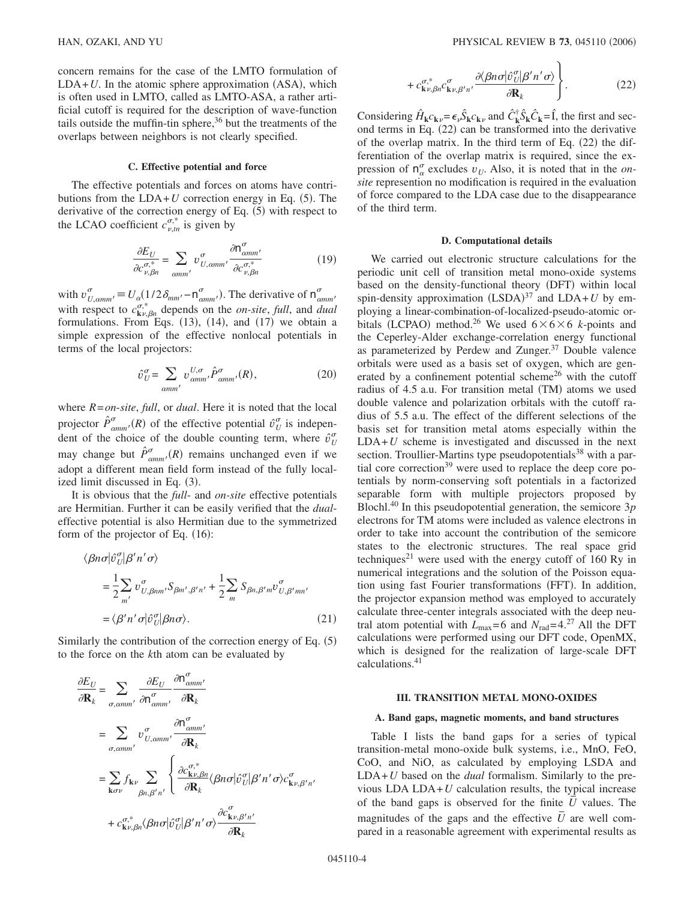concern remains for the case of the LMTO formulation of LDA+$U$. In the atomic sphere approximation (ASA), which is often used in LMTO, called as LMTO-ASA, a rather artificial cutoff is required for the description of wave-function tails outside the muffin-tin sphere,[36] but the treatments of the overlaps between neighbors is not clearly specified.

### C. Effective potential and force

The effective potentials and forces on atoms have contributions from the LDA+$U$ correction energy in Eq. (5). The derivative of the correction energy of Eq. (5) with respect to the LCAO coefficient $c^{\sigma,*}_{\nu,tn}$ is given by

$$\frac{\partial E_U}{\partial c^{\sigma,*}_{\nu,\beta n}} = \sum_{\alpha m m'} v^{\sigma}_{U,\alpha m m'} \frac{\partial \mathsf{n}^{\sigma}_{\alpha m m'}}{\partial c^{\sigma,*}_{\nu,\beta n}} \tag{19}$$

with $v^{\sigma}_{U,\alpha m m'} \equiv U_{\alpha}(1/2\delta_{mm'} - \mathsf{n}^{\sigma}_{\alpha m m'})$. The derivative of $\mathsf{n}^{\sigma}_{\alpha m m'}$ with respect to $c^{\sigma,*}_{\mathbf{k}\nu,\beta n}$ depends on the *on-site*, *full*, and *dual* formulations. From Eqs. (13), (14), and (17) we obtain a simple expression of the effective nonlocal potentials in terms of the local projectors:

$$\hat{v}^{\sigma}_{U} = \sum_{\alpha m m'} v^{U,\sigma}_{\alpha m m'} \hat{P}^{\sigma}_{\alpha m m'}(R), \tag{20}$$

where $R$=*on-site*, *full*, or *dual*. Here it is noted that the local projector $\hat{P}^{\sigma}_{\alpha m m'}(R)$ of the effective potential $\hat{v}^{\sigma}_{U}$ is independent of the choice of the double counting term, where $\hat{v}^{\sigma}_{U}$ may change but $\hat{P}^{\sigma}_{\alpha m m'}(R)$ remains unchanged even if we adopt a different mean field form instead of the fully localized limit discussed in Eq. (3).

It is obvious that the *full*- and *on-site* effective potentials are Hermitian. Further it can be easily verified that the *dual*-effective potential is also Hermitian due to the symmetrized form of the projector of Eq. (16):

$$\begin{aligned}
\langle \beta n \sigma | \hat{v}^{\sigma}_{U} | \beta' n' \sigma \rangle
&= \frac{1}{2} \sum_{m'} v^{\sigma}_{U,\beta n m'} S_{\beta m',\beta' n'} + \frac{1}{2} \sum_{m} S_{\beta n,\beta' m} v^{\sigma}_{U,\beta' m n'} \\
&= \langle \beta' n' \sigma | \hat{v}^{\sigma}_{U} | \beta n \sigma \rangle.
\end{aligned} \tag{21}$$

Similarly the contribution of the correction energy of Eq. (5) to the force on the $k$th atom can be evaluated by

$$\begin{aligned}
\frac{\partial E_U}{\partial \mathbf{R}_k} &= \sum_{\sigma,\alpha m m'} \frac{\partial E_U}{\partial \mathsf{n}^{\sigma}_{\alpha m m'}} \frac{\partial \mathsf{n}^{\sigma}_{\alpha m m'}}{\partial \mathbf{R}_k} \\
&= \sum_{\sigma,\alpha m m'} v^{\sigma}_{U,\alpha m m'} \frac{\partial \mathsf{n}^{\sigma}_{\alpha m m'}}{\partial \mathbf{R}_k} \\
&= \sum_{\mathbf{k}\sigma\nu} f_{\mathbf{k}\nu} \sum_{\beta n,\beta' n'} \left\{ \frac{\partial c^{\sigma,*}_{\mathbf{k}\nu,\beta n}}{\partial \mathbf{R}_k} \langle \beta n \sigma | \hat{v}^{\sigma}_{U} | \beta' n' \sigma \rangle c^{\sigma}_{\mathbf{k}\nu,\beta' n'} \right. \\
&\quad + c^{\sigma,*}_{\mathbf{k}\nu,\beta n} \langle \beta n \sigma | \hat{v}^{\sigma}_{U} | \beta' n' \sigma \rangle \frac{\partial c^{\sigma}_{\mathbf{k}\nu,\beta' n'}}{\partial \mathbf{R}_k} \\
&\quad \left. + c^{\sigma,*}_{\mathbf{k}\nu,\beta n} c^{\sigma}_{\mathbf{k}\nu,\beta' n'} \frac{\partial \langle \beta n \sigma | \hat{v}^{\sigma}_{U} | \beta' n' \sigma \rangle}{\partial \mathbf{R}_k} \right\}.
\end{aligned} \tag{22}$$

Considering $\hat{H}_{\mathbf{k}} c_{\mathbf{k}\nu} = \epsilon_{\nu} \hat{S}_{\mathbf{k}} c_{\mathbf{k}\nu}$ and $\hat{C}^{\dagger}_{\mathbf{k}} \hat{S}_{\mathbf{k}} \hat{C}_{\mathbf{k}} = \hat{\mathrm{I}}$, the first and second terms in Eq. (22) can be transformed into the derivative of the overlap matrix. In the third term of Eq. (22) the differentiation of the overlap matrix is required, since the expression of $\mathsf{n}^{\sigma}_{\alpha}$ excludes $v_U$. Also, it is noted that in the *on-site* represention no modification is required in the evaluation of force compared to the LDA case due to the disappearance of the third term.

### D. Computational details

We carried out electronic structure calculations for the periodic unit cell of transition metal mono-oxide systems based on the density-functional theory (DFT) within local spin-density approximation (LSDA)[37] and LDA+$U$ by employing a linear-combination-of-localized-pseudo-atomic orbitals (LCPAO) method.[26] We used $6\times6\times6$ $k$-points and the Ceperley-Alder exchange-correlation energy functional as parameterized by Perdew and Zunger.[37] Double valence orbitals were used as a basis set of oxygen, which are generated by a confinement potential scheme[26] with the cutoff radius of 4.5 a.u. For transition metal (TM) atoms we used double valence and polarization orbitals with the cutoff radius of 5.5 a.u. The effect of the different selections of the basis set for transition metal atoms especially within the LDA+$U$ scheme is investigated and discussed in the next section. Troullier-Martins type pseudopotentials[38] with a partial core correction[39] were used to replace the deep core potentials by norm-conserving soft potentials in a factorized separable form with multiple projectors proposed by Blochl.[40] In this pseudopotential generation, the semicore $3p$ electrons for TM atoms were included as valence electrons in order to take into account the contribution of the semicore states to the electronic structures. The real space grid techniques[21] were used with the energy cutoff of 160 Ry in numerical integrations and the solution of the Poisson equation using fast Fourier transformations (FFT). In addition, the projector expansion method was employed to accurately calculate three-center integrals associated with the deep neutral atom potential with $L_{\max}=6$ and $N_{\mathrm{rad}}=4$.[27] All the DFT calculations were performed using our DFT code, OpenMX, which is designed for the realization of large-scale DFT calculations.[41]

## III. TRANSITION METAL MONO-OXIDES

### A. Band gaps, magnetic moments, and band structures

Table I lists the band gaps for a series of typical transition-metal mono-oxide bulk systems, i.e., MnO, FeO, CoO, and NiO, as calculated by employing LSDA and LDA+$U$ based on the *dual* formalism. Similarly to the previous LDA LDA+$U$ calculation results, the typical increase of the band gaps is observed for the finite $\bar{U}$ values. The magnitudes of the gaps and the effective $\bar{U}$ are well compared in a reasonable agreement with experimental results as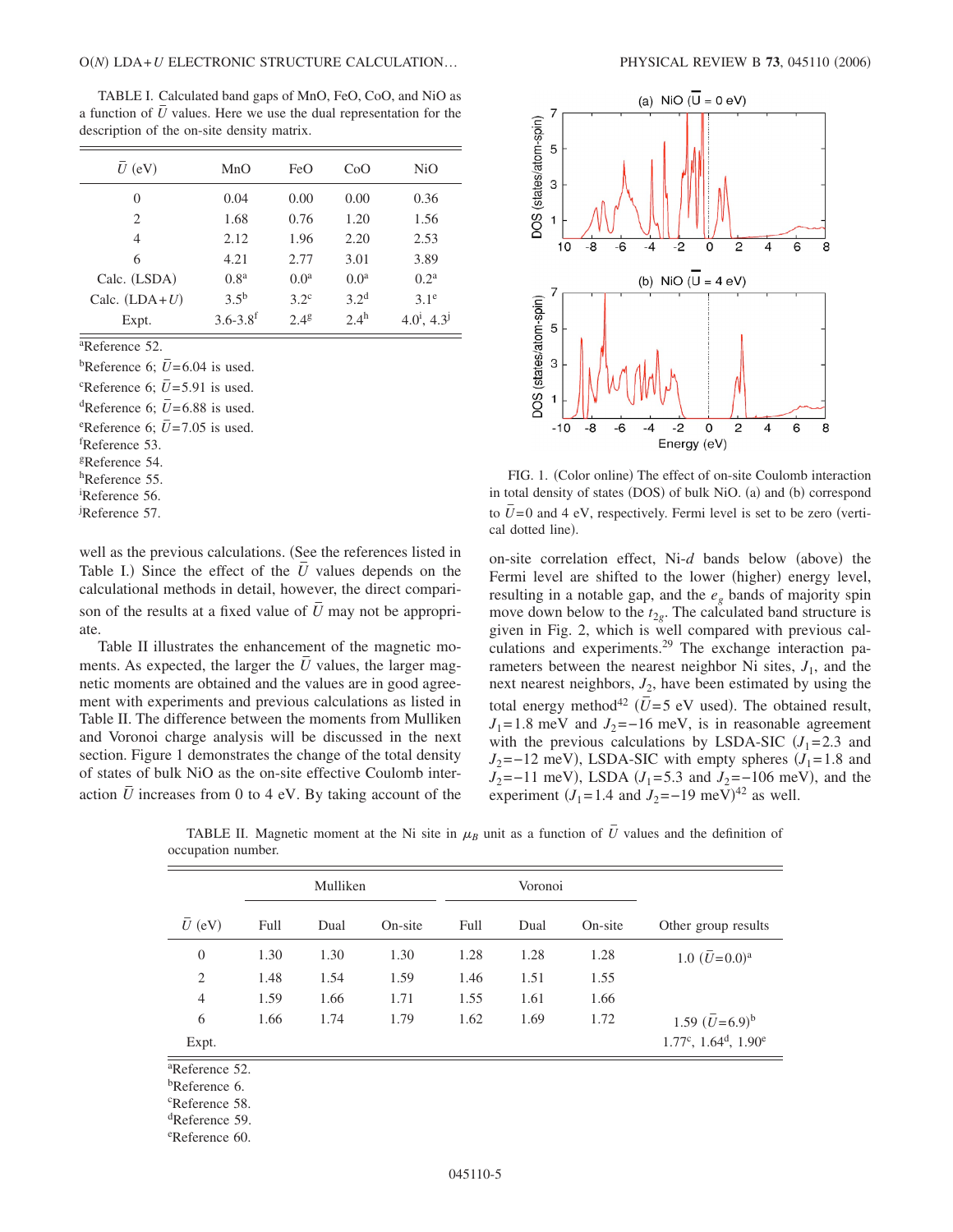TABLE I. Calculated band gaps of MnO, FeO, CoO, and NiO as a function of $\bar{U}$ values. Here we use the dual representation for the description of the on-site density matrix.

| $\bar{U}$ (eV) | MnO | FeO | CoO | NiO |
|---|---|---|---|---|
| 0 | 0.04 | 0.00 | 0.00 | 0.36 |
| 2 | 1.68 | 0.76 | 1.20 | 1.56 |
| 4 | 2.12 | 1.96 | 2.20 | 2.53 |
| 6 | 4.21 | 2.77 | 3.01 | 3.89 |
| Calc. (LSDA) | 0.8[a] | 0.0[a] | 0.0[a] | 0.2[a] |
| Calc. (LDA+$U$) | 3.5[b] | 3.2[c] | 3.2[d] | 3.1[e] |
| Expt. | 3.6-3.8[f] | 2.4[g] | 2.4[h] | 4.0[i], 4.3[j] |

[a]Reference 52.
[b]Reference 6; $\bar{U}$=6.04 is used.
[c]Reference 6; $\bar{U}$=5.91 is used.
[d]Reference 6; $\bar{U}$=6.88 is used.
[e]Reference 6; $\bar{U}$=7.05 is used.
[f]Reference 53.
[g]Reference 54.
[h]Reference 55.
[i]Reference 56.
[j]Reference 57.

well as the previous calculations. (See the references listed in Table I.) Since the effect of the $\bar{U}$ values depends on the calculational methods in detail, however, the direct comparison of the results at a fixed value of $\bar{U}$ may not be appropriate.

Table II illustrates the enhancement of the magnetic moments. As expected, the larger the $\bar{U}$ values, the larger magnetic moments are obtained and the values are in good agreement with experiments and previous calculations as listed in Table II. The difference between the moments from Mulliken and Voronoi charge analysis will be discussed in the next section. Figure 1 demonstrates the change of the total density of states of bulk NiO as the on-site effective Coulomb interaction $\bar{U}$ increases from 0 to 4 eV. By taking account of the on-site correlation effect, Ni-$d$ bands below (above) the Fermi level are shifted to the lower (higher) energy level, resulting in a notable gap, and the $e_g$ bands of majority spin move down below to the $t_{2g}$. The calculated band structure is given in Fig. 2, which is well compared with previous calculations and experiments.[29] The exchange interaction parameters between the nearest neighbor Ni sites, $J_1$, and the next nearest neighbors, $J_2$, have been estimated by using the total energy method[42] ($\bar{U}$=5 eV used). The obtained result, $J_1$=1.8 meV and $J_2$=−16 meV, is in reasonable agreement with the previous calculations by LSDA-SIC ($J_1$=2.3 and $J_2$=−12 meV), LSDA-SIC with empty spheres ($J_1$=1.8 and $J_2$=−11 meV), LSDA ($J_1$=5.3 and $J_2$=−106 meV), and the experiment ($J_1$=1.4 and $J_2$=−19 meV)[42] as well.

FIG. 1. (Color online) The effect of on-site Coulomb interaction in total density of states (DOS) of bulk NiO. (a) and (b) correspond to $\bar{U}$=0 and 4 eV, respectively. Fermi level is set to be zero (vertical dotted line).

TABLE II. Magnetic moment at the Ni site in $\mu_B$ unit as a function of $\bar{U}$ values and the definition of occupation number.

| | Mulliken | | | Voronoi | | | |
|---|---|---|---|---|---|---|---|
| $\bar{U}$ (eV) | Full | Dual | On-site | Full | Dual | On-site | Other group results |
| 0 | 1.30 | 1.30 | 1.30 | 1.28 | 1.28 | 1.28 | 1.0 ($\bar{U}$=0.0)[a] |
| 2 | 1.48 | 1.54 | 1.59 | 1.46 | 1.51 | 1.55 | |
| 4 | 1.59 | 1.66 | 1.71 | 1.55 | 1.61 | 1.66 | |
| 6 | 1.66 | 1.74 | 1.79 | 1.62 | 1.69 | 1.72 | 1.59 ($\bar{U}$=6.9)[b] |
| Expt. | | | | | | | 1.77[c], 1.64[d], 1.90[e] |

[a]Reference 52.
[b]Reference 6.
[c]Reference 58.
[d]Reference 59.
[e]Reference 60.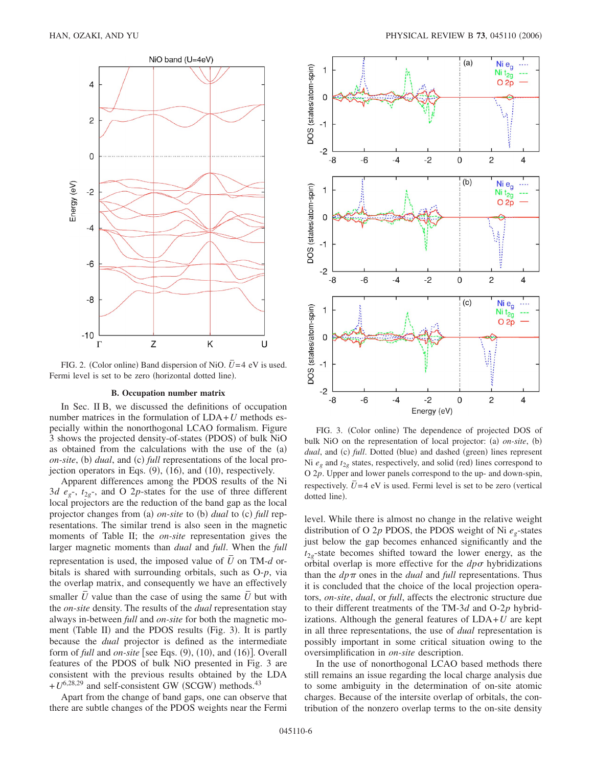FIG. 2. (Color online) Band dispersion of NiO. $\bar{U}$=4 eV is used. Fermi level is set to be zero (horizontal dotted line).

### B. Occupation number matrix

In Sec. II B, we discussed the definitions of occupation number matrices in the formulation of LDA+$U$ methods especially within the nonorthogonal LCAO formalism. Figure 3 shows the projected density-of-states (PDOS) of bulk NiO as obtained from the calculations with the use of the (a) *on-site*, (b) *dual*, and (c) *full* representations of the local projection operators in Eqs. (9), (16), and (10), respectively.

Apparent differences among the PDOS results of the Ni $3d$ $e_g$-, $t_{2g}$-, and O $2p$-states for the use of three different local projectors are the reduction of the band gap as the local projector changes from (a) *on-site* to (b) *dual* to (c) *full* representations. The similar trend is also seen in the magnetic moments of Table II; the *on-site* representation gives the larger magnetic moments than *dual* and *full*. When the *full* representation is used, the imposed value of $\bar{U}$ on TM-$d$ orbitals is shared with surrounding orbitals, such as O-$p$, via the overlap matrix, and consequently we have an effectively smaller $\bar{U}$ value than the case of using the same $\bar{U}$ but with the *on-site* density. The results of the *dual* representation stay always in-between *full* and *on-site* for both the magnetic moment (Table II) and the PDOS results (Fig. 3). It is partly because the *dual* projector is defined as the intermediate form of *full* and *on-site* [see Eqs. (9), (10), and (16)]. Overall features of the PDOS of bulk NiO presented in Fig. 3 are consistent with the previous results obtained by the LDA+$U$[6,28,29] and self-consistent GW (SCGW) methods.[43]

Apart from the change of band gaps, one can observe that there are subtle changes of the PDOS weights near the Fermi level. While there is almost no change in the relative weight distribution of O $2p$ PDOS, the PDOS weight of Ni $e_g$-states just below the gap becomes enhanced significantly and the $t_{2g}$-state becomes shifted toward the lower energy, as the orbital overlap is more effective for the $dp\sigma$ hybridizations than the $dp\pi$ ones in the *dual* and *full* representations. Thus it is concluded that the choice of the local projection operators, *on-site*, *dual*, or *full*, affects the electronic structure due to their different treatments of the TM-$3d$ and O-$2p$ hybridizations. Although the general features of LDA+$U$ are kept in all three representations, the use of *dual* representation is possibly important in some critical situation owing to the oversimplification in *on-site* description.

FIG. 3. (Color online) The dependence of projected DOS of bulk NiO on the representation of local projector: (a) *on-site*, (b) *dual*, and (c) *full*. Dotted (blue) and dashed (green) lines represent Ni $e_g$ and $t_{2g}$ states, respectively, and solid (red) lines correspond to O $2p$. Upper and lower panels correspond to the up- and down-spin, respectively. $\bar{U}$=4 eV is used. Fermi level is set to be zero (vertical dotted line).

In the use of nonorthogonal LCAO based methods there still remains an issue regarding the local charge analysis due to some ambiguity in the determination of on-site atomic charges. Because of the intersite overlap of orbitals, the contribution of the nonzero overlap terms to the on-site density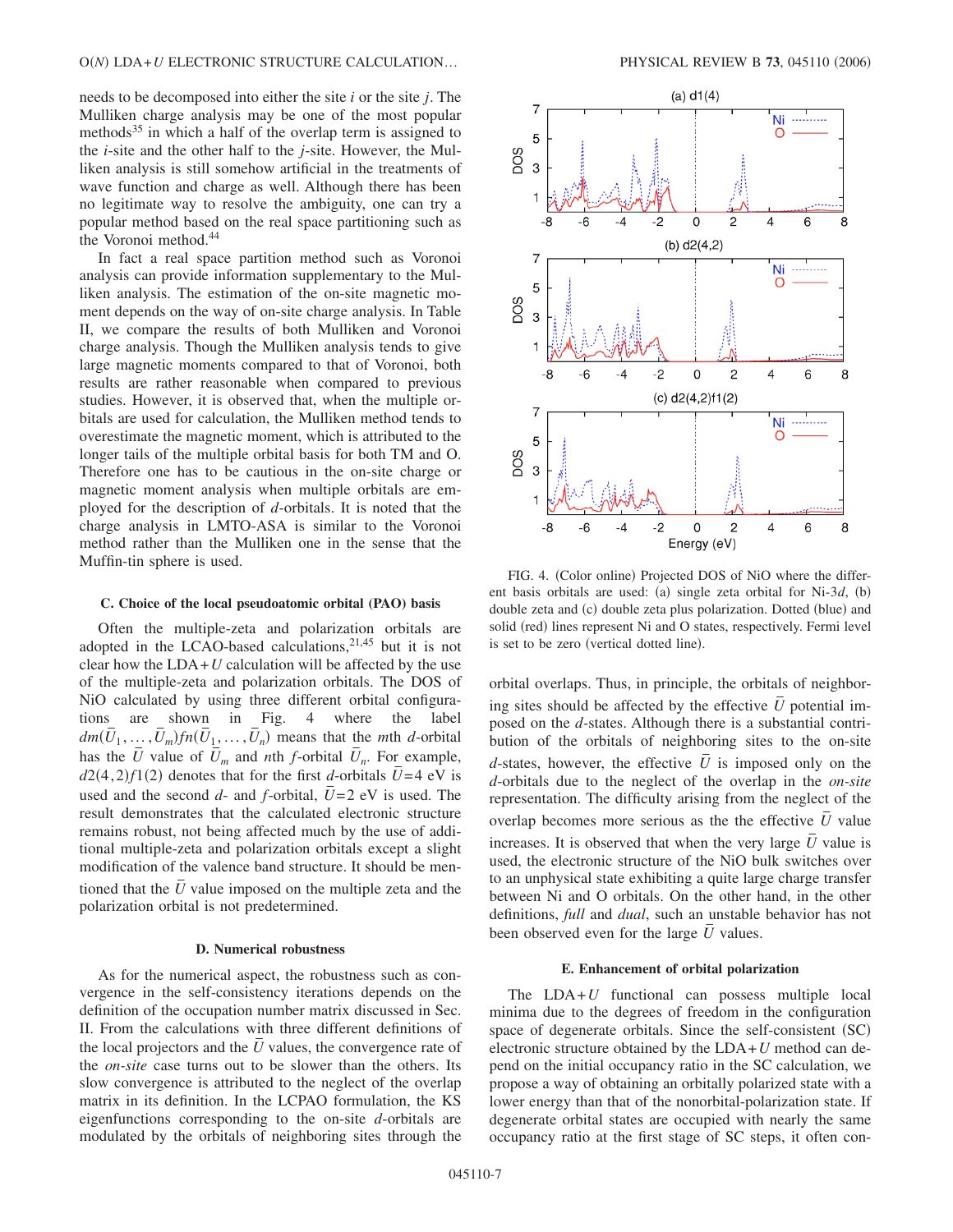needs to be decomposed into either the site $i$ or the site $j$. The Mulliken charge analysis may be one of the most popular methods[35] in which a half of the overlap term is assigned to the $i$-site and the other half to the $j$-site. However, the Mulliken analysis is still somehow artificial in the treatments of wave function and charge as well. Although there has been no legitimate way to resolve the ambiguity, one can try a popular method based on the real space partitioning such as the Voronoi method.[44]

In fact a real space partition method such as Voronoi analysis can provide information supplementary to the Mulliken analysis. The estimation of the on-site magnetic moment depends on the way of on-site charge analysis. In Table II, we compare the results of both Mulliken and Voronoi charge analysis. Though the Mulliken analysis tends to give large magnetic moments compared to that of Voronoi, both results are rather reasonable when compared to previous studies. However, it is observed that, when the multiple orbitals are used for calculation, the Mulliken method tends to overestimate the magnetic moment, which is attributed to the longer tails of the multiple orbital basis for both TM and O. Therefore one has to be cautious in the on-site charge or magnetic moment analysis when multiple orbitals are employed for the description of $d$-orbitals. It is noted that the charge analysis in LMTO-ASA is similar to the Voronoi method rather than the Mulliken one in the sense that the Muffin-tin sphere is used.

### C. Choice of the local pseudoatomic orbital (PAO) basis

Often the multiple-zeta and polarization orbitals are adopted in the LCAO-based calculations,[21,45] but it is not clear how the LDA+$U$ calculation will be affected by the use of the multiple-zeta and polarization orbitals. The DOS of NiO calculated by using three different orbital configurations are shown in Fig. 4 where the label $dm(\bar{U}_1, \ldots, \bar{U}_m)fn(\bar{U}_1, \ldots, \bar{U}_n)$ means that the $m$th $d$-orbital has the $\bar{U}$ value of $\bar{U}_m$ and $n$th $f$-orbital $\bar{U}_n$. For example, $d2(4,2)f1(2)$ denotes that for the first $d$-orbitals $\bar{U}=4$ eV is used and the second $d$- and $f$-orbital, $\bar{U}=2$ eV is used. The result demonstrates that the calculated electronic structure remains robust, not being affected much by the use of additional multiple-zeta and polarization orbitals except a slight modification of the valence band structure. It should be mentioned that the $\bar{U}$ value imposed on the multiple zeta and the polarization orbital is not predetermined.

### D. Numerical robustness

As for the numerical aspect, the robustness such as convergence in the self-consistency iterations depends on the definition of the occupation number matrix discussed in Sec. II. From the calculations with three different definitions of the local projectors and the $\bar{U}$ values, the convergence rate of the *on-site* case turns out to be slower than the others. Its slow convergence is attributed to the neglect of the overlap matrix in its definition. In the LCPAO formulation, the KS eigenfunctions corresponding to the on-site $d$-orbitals are modulated by the orbitals of neighboring sites through the orbital overlaps. Thus, in principle, the orbitals of neighboring sites should be affected by the effective $\bar{U}$ potential imposed on the $d$-states. Although there is a substantial contribution of the orbitals of neighboring sites to the on-site $d$-states, however, the effective $\bar{U}$ is imposed only on the $d$-orbitals due to the neglect of the overlap in the *on-site* representation. The difficulty arising from the neglect of the overlap becomes more serious as the the effective $\bar{U}$ value increases. It is observed that when the very large $\bar{U}$ value is used, the electronic structure of the NiO bulk switches over to an unphysical state exhibiting a quite large charge transfer between Ni and O orbitals. On the other hand, in the other definitions, *full* and *dual*, such an unstable behavior has not been observed even for the large $\bar{U}$ values.

FIG. 4. (Color online) Projected DOS of NiO where the different basis orbitals are used: (a) single zeta orbital for Ni-3$d$, (b) double zeta and (c) double zeta plus polarization. Dotted (blue) and solid (red) lines represent Ni and O states, respectively. Fermi level is set to be zero (vertical dotted line).

### E. Enhancement of orbital polarization

The LDA+$U$ functional can possess multiple local minima due to the degrees of freedom in the configuration space of degenerate orbitals. Since the self-consistent (SC) electronic structure obtained by the LDA+$U$ method can depend on the initial occupancy ratio in the SC calculation, we propose a way of obtaining an orbitally polarized state with a lower energy than that of the nonorbital-polarization state. If degenerate orbital states are occupied with nearly the same occupancy ratio at the first stage of SC steps, it often con-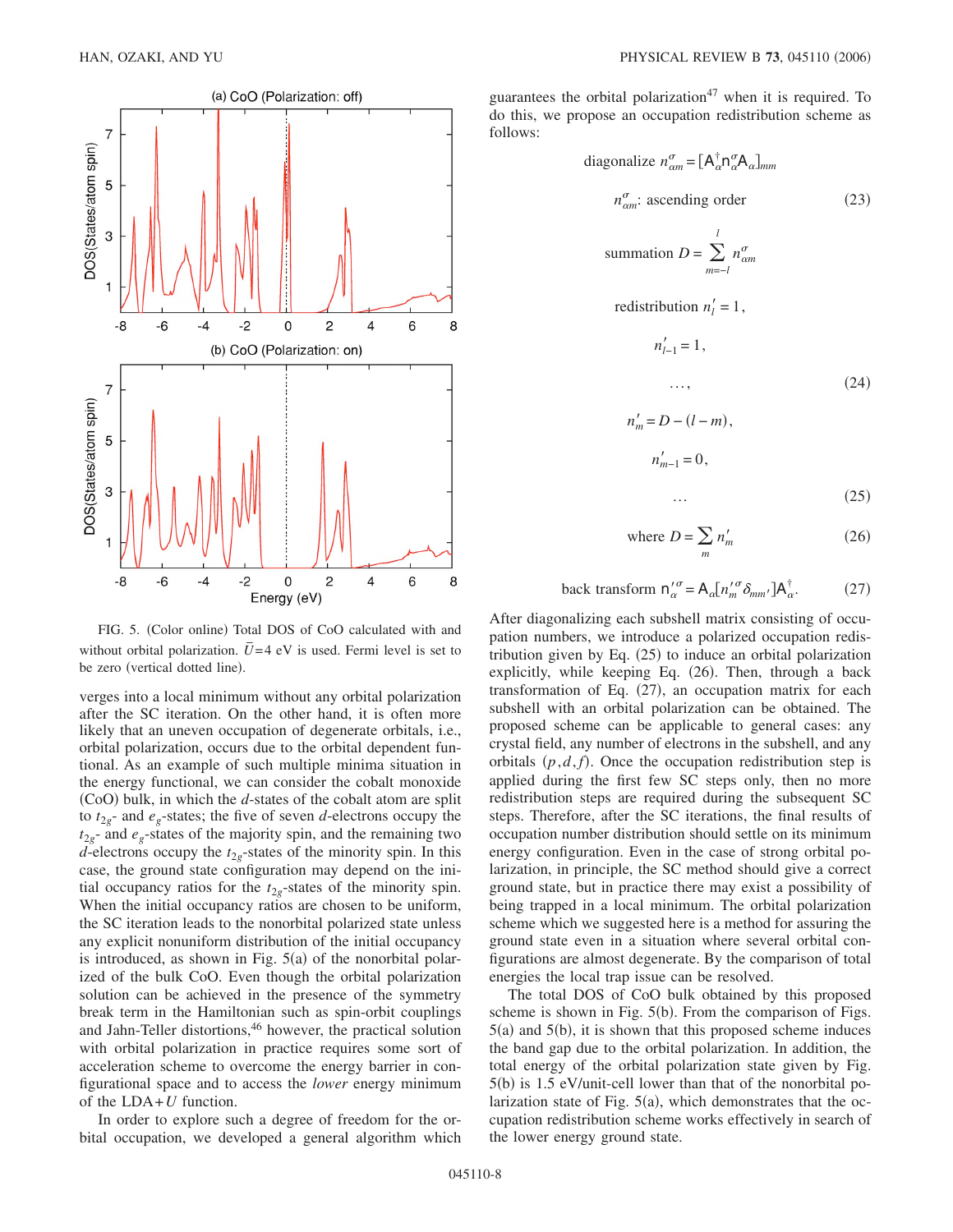FIG. 5. (Color online) Total DOS of CoO calculated with and without orbital polarization. $\bar{U}=4$ eV is used. Fermi level is set to be zero (vertical dotted line).

verges into a local minimum without any orbital polarization after the SC iteration. On the other hand, it is often more likely that an uneven occupation of degenerate orbitals, i.e., orbital polarization, occurs due to the orbital dependent functional. As an example of such multiple minima situation in the energy functional, we can consider the cobalt monoxide (CoO) bulk, in which the $d$-states of the cobalt atom are split to $t_{2g}$- and $e_g$-states; the five of seven $d$-electrons occupy the $t_{2g}$- and $e_g$-states of the majority spin, and the remaining two $d$-electrons occupy the $t_{2g}$-states of the minority spin. In this case, the ground state configuration may depend on the initial occupancy ratios for the $t_{2g}$-states of the minority spin. When the initial occupancy ratios are chosen to be uniform, the SC iteration leads to the nonorbital polarized state unless any explicit nonuniform distribution of the initial occupancy is introduced, as shown in Fig. 5(a) of the nonorbital polarized of the bulk CoO. Even though the orbital polarization solution can be achieved in the presence of the symmetry break term in the Hamiltonian such as spin-orbit couplings and Jahn-Teller distortions,[46] however, the practical solution with orbital polarization in practice requires some sort of acceleration scheme to overcome the energy barrier in configurational space and to access the *lower* energy minimum of the LDA+$U$ function.

In order to explore such a degree of freedom for the orbital occupation, we developed a general algorithm which guarantees the orbital polarization[47] when it is required. To do this, we propose an occupation redistribution scheme as follows:

$$\text{diagonalize } n^{\sigma}_{\alpha m} = [\mathsf{A}^{\dagger}_{\alpha}\mathsf{n}^{\sigma}_{\alpha}\mathsf{A}_{\alpha}]_{mm}$$

$$n^{\sigma}_{\alpha m}\text{: ascending order} \tag{23}$$

$$\text{summation } D = \sum_{m=-l}^{l} n^{\sigma}_{\alpha m}$$

$$\text{redistribution } n'_{l} = 1,$$

$$n'_{l-1} = 1,$$

$$\ldots, \tag{24}$$

$$n'_{m} = D - (l - m),$$

$$n'_{m-1} = 0,$$

$$\ldots \tag{25}$$

$$\text{where } D = \sum_{m} n'_{m} \tag{26}$$

$$\text{back transform } \mathsf{n}'^{\sigma}_{\alpha} = \mathsf{A}_{\alpha}[n'^{\sigma}_{m}\delta_{mm'}]\mathsf{A}^{\dagger}_{\alpha}. \tag{27}$$

After diagonalizing each subshell matrix consisting of occupation numbers, we introduce a polarized occupation redistribution given by Eq. (25) to induce an orbital polarization explicitly, while keeping Eq. (26). Then, through a back transformation of Eq. (27), an occupation matrix for each subshell with an orbital polarization can be obtained. The proposed scheme can be applicable to general cases: any crystal field, any number of electrons in the subshell, and any orbitals $(p,d,f)$. Once the occupation redistribution step is applied during the first few SC steps only, then no more redistribution steps are required during the subsequent SC steps. Therefore, after the SC iterations, the final results of occupation number distribution should settle on its minimum energy configuration. Even in the case of strong orbital polarization, in principle, the SC method should give a correct ground state, but in practice there may exist a possibility of being trapped in a local minimum. The orbital polarization scheme which we suggested here is a method for assuring the ground state even in a situation where several orbital configurations are almost degenerate. By the comparison of total energies the local trap issue can be resolved.

The total DOS of CoO bulk obtained by this proposed scheme is shown in Fig. 5(b). From the comparison of Figs. 5(a) and 5(b), it is shown that this proposed scheme induces the band gap due to the orbital polarization. In addition, the total energy of the orbital polarization state given by Fig. 5(b) is 1.5 eV/unit-cell lower than that of the nonorbital polarization state of Fig. 5(a), which demonstrates that the occupation redistribution scheme works effectively in search of the lower energy ground state.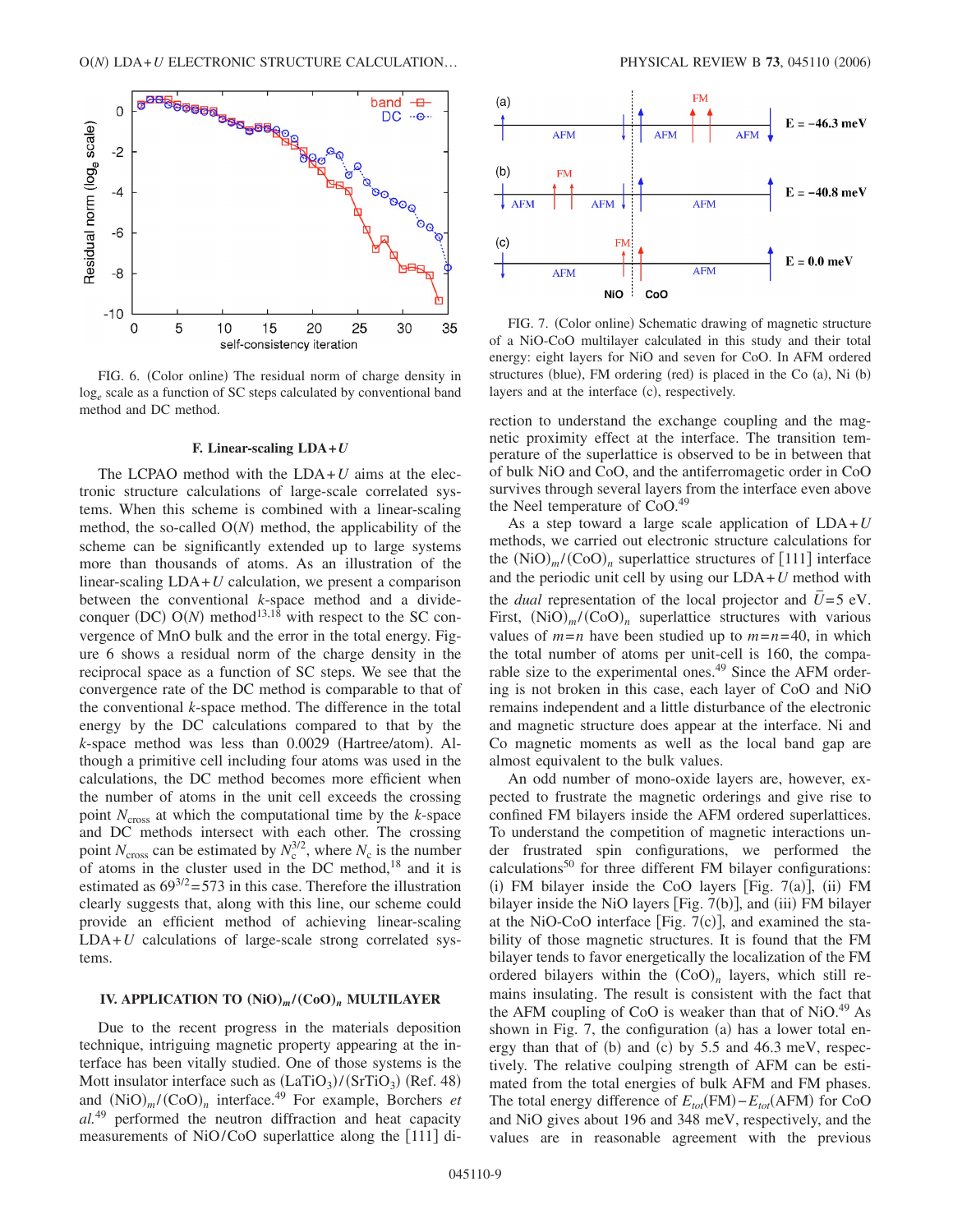FIG. 6. (Color online) The residual norm of charge density in $\log_e$ scale as a function of SC steps calculated by conventional band method and DC method.

### F. Linear-scaling LDA+*U*

The LCPAO method with the LDA+$U$ aims at the electronic structure calculations of large-scale correlated systems. When this scheme is combined with a linear-scaling method, the so-called O($N$) method, the applicability of the scheme can be significantly extended up to large systems more than thousands of atoms. As an illustration of the linear-scaling LDA+$U$ calculation, we present a comparison between the conventional $k$-space method and a divide-conquer (DC) O($N$) method[13,18] with respect to the SC convergence of MnO bulk and the error in the total energy. Figure 6 shows a residual norm of the charge density in the reciprocal space as a function of SC steps. We see that the convergence rate of the DC method is comparable to that of the conventional $k$-space method. The difference in the total energy by the DC calculations compared to that by the $k$-space method was less than 0.0029 (Hartree/atom). Although a primitive cell including four atoms was used in the calculations, the DC method becomes more efficient when the number of atoms in the unit cell exceeds the crossing point $N_{\rm cross}$ at which the computational time by the $k$-space and DC methods intersect with each other. The crossing point $N_{\rm cross}$ can be estimated by $N_c^{3/2}$, where $N_c$ is the number of atoms in the cluster used in the DC method,[18] and it is estimated as $69^{3/2}=573$ in this case. Therefore the illustration clearly suggests that, along with this line, our scheme could provide an efficient method of achieving linear-scaling LDA+$U$ calculations of large-scale strong correlated systems.

## IV. APPLICATION TO $(\mathrm{NiO})_m/(\mathrm{CoO})_n$ MULTILAYER

Due to the recent progress in the materials deposition technique, intriguing magnetic property appearing at the interface has been vitally studied. One of those systems is the Mott insulator interface such as $(\mathrm{LaTiO_3})/(\mathrm{SrTiO_3})$ (Ref. 48) and $(\mathrm{NiO})_m/(\mathrm{CoO})_n$ interface.[49] For example, Borchers *et al.*[49] performed the neutron diffraction and heat capacity measurements of NiO/CoO superlattice along the [111] direction to understand the exchange coupling and the magnetic proximity effect at the interface. The transition temperature of the superlattice is observed to be in between that of bulk NiO and CoO, and the antiferromagetic order in CoO survives through several layers from the interface even above the Neel temperature of CoO.[49]

FIG. 7. (Color online) Schematic drawing of magnetic structure of a NiO-CoO multilayer calculated in this study and their total energy: eight layers for NiO and seven for CoO. In AFM ordered structures (blue), FM ordering (red) is placed in the Co (a), Ni (b) layers and at the interface (c), respectively.

As a step toward a large scale application of LDA+$U$ methods, we carried out electronic structure calculations for the $(\mathrm{NiO})_m/(\mathrm{CoO})_n$ superlattice structures of [111] interface and the periodic unit cell by using our LDA+$U$ method with the *dual* representation of the local projector and $\bar{U}=5$ eV. First, $(\mathrm{NiO})_m/(\mathrm{CoO})_n$ superlattice structures with various values of $m=n$ have been studied up to $m=n=40$, in which the total number of atoms per unit-cell is 160, the comparable size to the experimental ones.[49] Since the AFM ordering is not broken in this case, each layer of CoO and NiO remains independent and a little disturbance of the electronic and magnetic structure does appear at the interface. Ni and Co magnetic moments as well as the local band gap are almost equivalent to the bulk values.

An odd number of mono-oxide layers are, however, expected to frustrate the magnetic orderings and give rise to confined FM bilayers inside the AFM ordered superlattices. To understand the competition of magnetic interactions under frustrated spin configurations, we performed the calculations[50] for three different FM bilayer configurations: (i) FM bilayer inside the CoO layers [Fig. 7(a)], (ii) FM bilayer inside the NiO layers [Fig. 7(b)], and (iii) FM bilayer at the NiO-CoO interface [Fig. 7(c)], and examined the stability of those magnetic structures. It is found that the FM bilayer tends to favor energetically the localization of the FM ordered bilayers within the $(\mathrm{CoO})_n$ layers, which still remains insulating. The result is consistent with the fact that the AFM coupling of CoO is weaker than that of NiO.[49] As shown in Fig. 7, the configuration (a) has a lower total energy than that of (b) and (c) by 5.5 and 46.3 meV, respectively. The relative coupling strength of AFM can be estimated from the total energies of bulk AFM and FM phases. The total energy difference of $E_{tot}(\mathrm{FM})-E_{tot}(\mathrm{AFM})$ for CoO and NiO gives about 196 and 348 meV, respectively, and the values are in reasonable agreement with the previous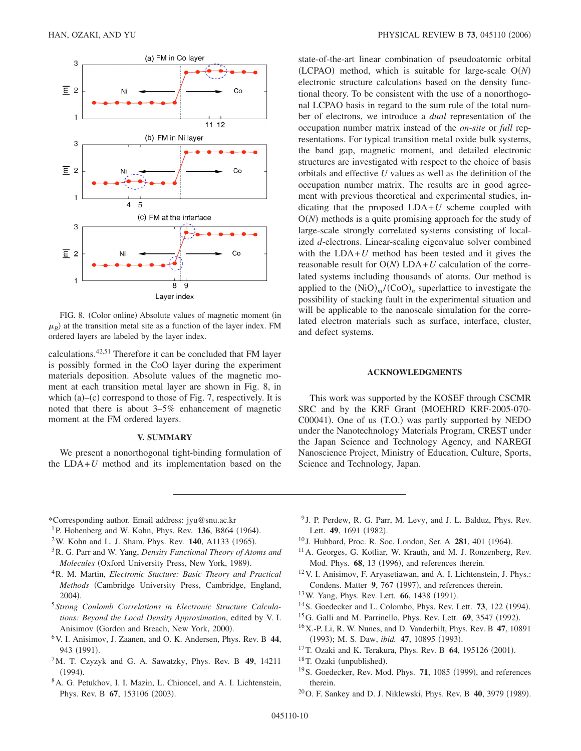FIG. 8. (Color online) Absolute values of magnetic moment (in $\mu_B$) at the transition metal site as a function of the layer index. FM ordered layers are labeled by the layer index.

calculations.[42,51] Therefore it can be concluded that FM layer is possibly formed in the CoO layer during the experiment materials deposition. Absolute values of the magnetic moment at each transition metal layer are shown in Fig. 8, in which (a)–(c) correspond to those of Fig. 7, respectively. It is noted that there is about 3–5% enhancement of magnetic moment at the FM ordered layers.

## V. SUMMARY

We present a nonorthogonal tight-binding formulation of the LDA+$U$ method and its implementation based on the state-of-the-art linear combination of pseudoatomic orbital (LCPAO) method, which is suitable for large-scale O($N$) electronic structure calculations based on the density functional theory. To be consistent with the use of a nonorthogonal LCPAO basis in regard to the sum rule of the total number of electrons, we introduce a *dual* representation of the occupation number matrix instead of the *on-site* or *full* representations. For typical transition metal oxide bulk systems, the band gap, magnetic moment, and detailed electronic structures are investigated with respect to the choice of basis orbitals and effective $U$ values as well as the definition of the occupation number matrix. The results are in good agreement with previous theoretical and experimental studies, indicating that the proposed LDA+$U$ scheme coupled with O($N$) methods is a quite promising approach for the study of large-scale strongly correlated systems consisting of localized $d$-electrons. Linear-scaling eigenvalue solver combined with the LDA+$U$ method has been tested and it gives the reasonable result for O($N$) LDA+$U$ calculation of the correlated systems including thousands of atoms. Our method is applied to the $(NiO)_m/(CoO)_n$ superlattice to investigate the possibility of stacking fault in the experimental situation and will be applicable to the nanoscale simulation for the correlated electron materials such as surface, interface, cluster, and defect systems.

## ACKNOWLEDGMENTS

This work was supported by the KOSEF through CSCMR SRC and by the KRF Grant (MOEHRD KRF-2005-070-C00041). One of us (T.O.) was partly supported by NEDO under the Nanotechnology Materials Program, CREST under the Japan Science and Technology Agency, and NAREGI Nanoscience Project, Ministry of Education, Culture, Sports, Science and Technology, Japan.

---

*Corresponding author. Email address: jyu@snu.ac.kr

[1] P. Hohenberg and W. Kohn, Phys. Rev. **136**, B864 (1964).

[2] W. Kohn and L. J. Sham, Phys. Rev. **140**, A1133 (1965).

[3] R. G. Parr and W. Yang, *Density Functional Theory of Atoms and Molecules* (Oxford University Press, New York, 1989).

[4] R. M. Martin, *Electronic Stucture: Basic Theory and Practical Methods* (Cambridge University Press, Cambridge, England, 2004).

[5] *Strong Coulomb Correlations in Electronic Structure Calculations: Beyond the Local Density Approximation*, edited by V. I. Anisimov (Gordon and Breach, New York, 2000).

[6] V. I. Anisimov, J. Zaanen, and O. K. Andersen, Phys. Rev. B **44**, 943 (1991).

[7] M. T. Czyzyk and G. A. Sawatzky, Phys. Rev. B **49**, 14211 (1994).

[8] A. G. Petukhov, I. I. Mazin, L. Chioncel, and A. I. Lichtenstein, Phys. Rev. B **67**, 153106 (2003).

[9] J. P. Perdew, R. G. Parr, M. Levy, and J. L. Balduz, Phys. Rev. Lett. **49**, 1691 (1982).

[10] J. Hubbard, Proc. R. Soc. London, Ser. A **281**, 401 (1964).

[11] A. Georges, G. Kotliar, W. Krauth, and M. J. Ronzenberg, Rev. Mod. Phys. **68**, 13 (1996), and references therein.

[12] V. I. Anisimov, F. Aryasetiawan, and A. I. Lichtenstein, J. Phys.: Condens. Matter **9**, 767 (1997), and references therein.

[13] W. Yang, Phys. Rev. Lett. **66**, 1438 (1991).

[14] S. Goedecker and L. Colombo, Phys. Rev. Lett. **73**, 122 (1994).

[15] G. Galli and M. Parrinello, Phys. Rev. Lett. **69**, 3547 (1992).

[16] X.-P. Li, R. W. Nunes, and D. Vanderbilt, Phys. Rev. B **47**, 10891 (1993); M. S. Daw, *ibid.* **47**, 10895 (1993).

[17] T. Ozaki and K. Terakura, Phys. Rev. B **64**, 195126 (2001).

[18] T. Ozaki (unpublished).

[19] S. Goedecker, Rev. Mod. Phys. **71**, 1085 (1999), and references therein.

[20] O. F. Sankey and D. J. Niklewski, Phys. Rev. B **40**, 3979 (1989).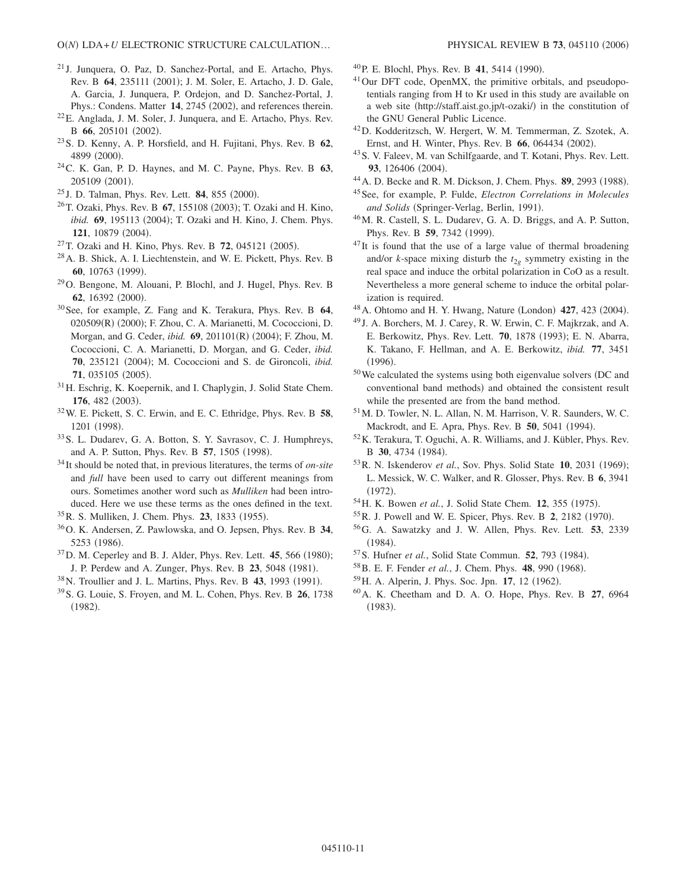[21] J. Junquera, O. Paz, D. Sanchez-Portal, and E. Artacho, Phys. Rev. B **64**, 235111 (2001); J. M. Soler, E. Artacho, J. D. Gale, A. Garcia, J. Junquera, P. Ordejon, and D. Sanchez-Portal, J. Phys.: Condens. Matter **14**, 2745 (2002), and references therein.

[22] E. Anglada, J. M. Soler, J. Junquera, and E. Artacho, Phys. Rev. B **66**, 205101 (2002).

[23] S. D. Kenny, A. P. Horsfield, and H. Fujitani, Phys. Rev. B **62**, 4899 (2000).

[24] C. K. Gan, P. D. Haynes, and M. C. Payne, Phys. Rev. B **63**, 205109 (2001).

[25] J. D. Talman, Phys. Rev. Lett. **84**, 855 (2000).

[26] T. Ozaki, Phys. Rev. B **67**, 155108 (2003); T. Ozaki and H. Kino, *ibid.* **69**, 195113 (2004); T. Ozaki and H. Kino, J. Chem. Phys. **121**, 10879 (2004).

[27] T. Ozaki and H. Kino, Phys. Rev. B **72**, 045121 (2005).

[28] A. B. Shick, A. I. Liechtenstein, and W. E. Pickett, Phys. Rev. B **60**, 10763 (1999).

[29] O. Bengone, M. Alouani, P. Blochl, and J. Hugel, Phys. Rev. B **62**, 16392 (2000).

[30] See, for example, Z. Fang and K. Terakura, Phys. Rev. B **64**, 020509(R) (2000); F. Zhou, C. A. Marianetti, M. Cococcioni, D. Morgan, and G. Ceder, *ibid.* **69**, 201101(R) (2004); F. Zhou, M. Cococcioni, C. A. Marianetti, D. Morgan, and G. Ceder, *ibid.* **70**, 235121 (2004); M. Cococcioni and S. de Gironcoli, *ibid.* **71**, 035105 (2005).

[31] H. Eschrig, K. Koepernik, and I. Chaplygin, J. Solid State Chem. **176**, 482 (2003).

[32] W. E. Pickett, S. C. Erwin, and E. C. Ethridge, Phys. Rev. B **58**, 1201 (1998).

[33] S. L. Dudarev, G. A. Botton, S. Y. Savrasov, C. J. Humphreys, and A. P. Sutton, Phys. Rev. B **57**, 1505 (1998).

[34] It should be noted that, in previous literatures, the terms of *on-site* and *full* have been used to carry out different meanings from ours. Sometimes another word such as *Mulliken* had been introduced. Here we use these terms as the ones defined in the text.

[35] R. S. Mulliken, J. Chem. Phys. **23**, 1833 (1955).

[36] O. K. Andersen, Z. Pawlowska, and O. Jepsen, Phys. Rev. B **34**, 5253 (1986).

[37] D. M. Ceperley and B. J. Alder, Phys. Rev. Lett. **45**, 566 (1980); J. P. Perdew and A. Zunger, Phys. Rev. B **23**, 5048 (1981).

[38] N. Troullier and J. L. Martins, Phys. Rev. B **43**, 1993 (1991).

[39] S. G. Louie, S. Froyen, and M. L. Cohen, Phys. Rev. B **26**, 1738 (1982).

[40] P. E. Blochl, Phys. Rev. B **41**, 5414 (1990).

[41] Our DFT code, OpenMX, the primitive orbitals, and pseudopotentials ranging from H to Kr used in this study are available on a web site (http://staff.aist.go.jp/t-ozaki/) in the constitution of the GNU General Public Licence.

[42] D. Kodderitzsch, W. Hergert, W. M. Temmerman, Z. Szotek, A. Ernst, and H. Winter, Phys. Rev. B **66**, 064434 (2002).

[43] S. V. Faleev, M. van Schilfgaarde, and T. Kotani, Phys. Rev. Lett. **93**, 126406 (2004).

[44] A. D. Becke and R. M. Dickson, J. Chem. Phys. **89**, 2993 (1988).

[45] See, for example, P. Fulde, *Electron Correlations in Molecules and Solids* (Springer-Verlag, Berlin, 1991).

[46] M. R. Castell, S. L. Dudarev, G. A. D. Briggs, and A. P. Sutton, Phys. Rev. B **59**, 7342 (1999).

[47] It is found that the use of a large value of thermal broadening and/or *k*-space mixing disturb the $t_{2g}$ symmetry existing in the real space and induce the orbital polarization in CoO as a result. Nevertheless a more general scheme to induce the orbital polarization is required.

[48] A. Ohtomo and H. Y. Hwang, Nature (London) **427**, 423 (2004).

[49] J. A. Borchers, M. J. Carey, R. W. Erwin, C. F. Majkrzak, and A. E. Berkowitz, Phys. Rev. Lett. **70**, 1878 (1993); E. N. Abarra, K. Takano, F. Hellman, and A. E. Berkowitz, *ibid.* **77**, 3451 (1996).

[50] We calculated the systems using both eigenvalue solvers (DC and conventional band methods) and obtained the consistent result while the presented are from the band method.

[51] M. D. Towler, N. L. Allan, N. M. Harrison, V. R. Saunders, W. C. Mackrodt, and E. Apra, Phys. Rev. B **50**, 5041 (1994).

[52] K. Terakura, T. Oguchi, A. R. Williams, and J. Kübler, Phys. Rev. B **30**, 4734 (1984).

[53] R. N. Iskenderov *et al.*, Sov. Phys. Solid State **10**, 2031 (1969); L. Messick, W. C. Walker, and R. Glosser, Phys. Rev. B **6**, 3941 (1972).

[54] H. K. Bowen *et al.*, J. Solid State Chem. **12**, 355 (1975).

[55] R. J. Powell and W. E. Spicer, Phys. Rev. B **2**, 2182 (1970).

[56] G. A. Sawatzky and J. W. Allen, Phys. Rev. Lett. **53**, 2339 (1984).

[57] S. Hufner *et al.*, Solid State Commun. **52**, 793 (1984).

[58] B. E. F. Fender *et al.*, J. Chem. Phys. **48**, 990 (1968).

[59] H. A. Alperin, J. Phys. Soc. Jpn. **17**, 12 (1962).

[60] A. K. Cheetham and D. A. O. Hope, Phys. Rev. B **27**, 6964 (1983).